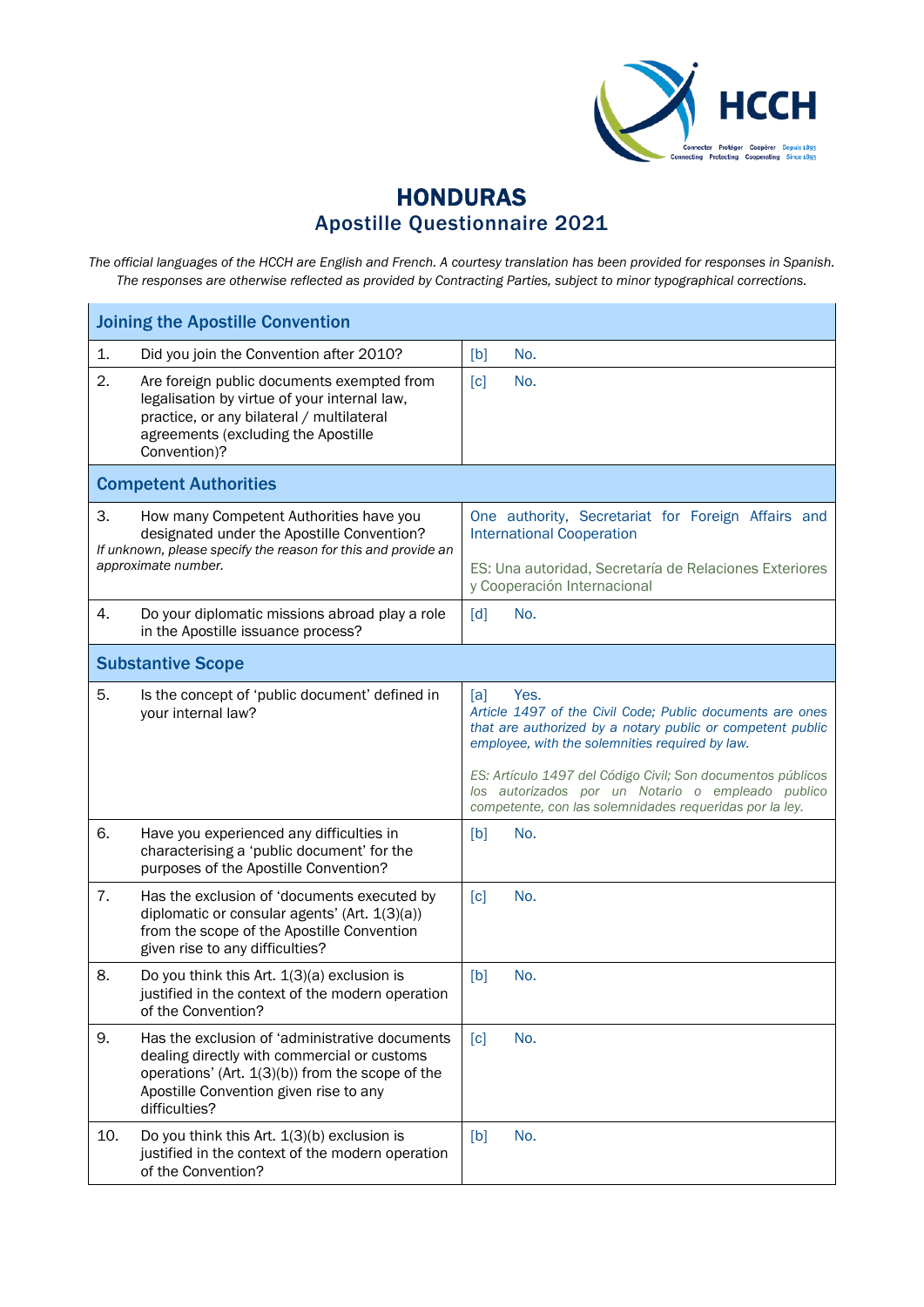# HONDURAS
## Apostille Questionnaire 2021

*The official languages of the HCCH are English and French. A courtesy translation has been provided for responses in Spanish. The responses are otherwise reflected as provided by Contracting Parties, subject to minor typographical corrections.*

| Joining the Apostille Convention | |
|---|---|
| 1. Did you join the Convention after 2010? | [b] No. |
| 2. Are foreign public documents exempted from legalisation by virtue of your internal law, practice, or any bilateral / multilateral agreements (excluding the Apostille Convention)? | [c] No. |
| **Competent Authorities** | |
| 3. How many Competent Authorities have you designated under the Apostille Convention? *If unknown, please specify the reason for this and provide an approximate number.* | One authority, Secretariat for Foreign Affairs and International Cooperation<br><br>ES: Una autoridad, Secretaría de Relaciones Exteriores y Cooperación Internacional |
| 4. Do your diplomatic missions abroad play a role in the Apostille issuance process? | [d] No. |
| **Substantive Scope** | |
| 5. Is the concept of 'public document' defined in your internal law? | [a] Yes.<br>*Article 1497 of the Civil Code; Public documents are ones that are authorized by a notary public or competent public employee, with the solemnities required by law.*<br><br>*ES: Artículo 1497 del Código Civil; Son documentos públicos los autorizados por un Notario o empleado publico competente, con las solemnidades requeridas por la ley.* |
| 6. Have you experienced any difficulties in characterising a 'public document' for the purposes of the Apostille Convention? | [b] No. |
| 7. Has the exclusion of 'documents executed by diplomatic or consular agents' (Art. 1(3)(a)) from the scope of the Apostille Convention given rise to any difficulties? | [c] No. |
| 8. Do you think this Art. 1(3)(a) exclusion is justified in the context of the modern operation of the Convention? | [b] No. |
| 9. Has the exclusion of 'administrative documents dealing directly with commercial or customs operations' (Art. 1(3)(b)) from the scope of the Apostille Convention given rise to any difficulties? | [c] No. |
| 10. Do you think this Art. 1(3)(b) exclusion is justified in the context of the modern operation of the Convention? | [b] No. |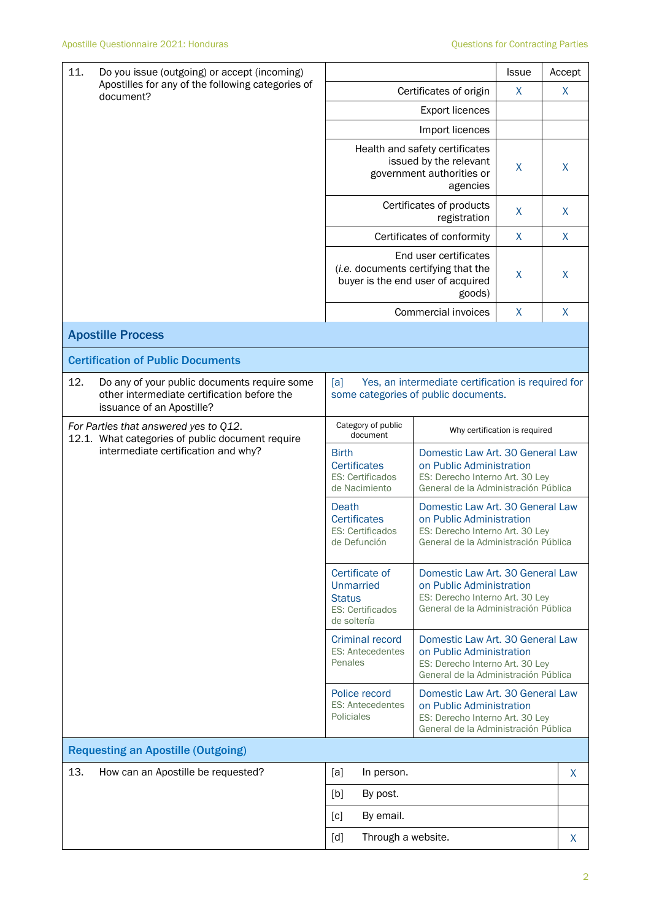| 11. Do you issue (outgoing) or accept (incoming) Apostilles for any of the following categories of document? | | Issue | Accept |
|---|---|---|---|
| | Certificates of origin | X | X |
| | Export licences | | |
| | Import licences | | |
| | Health and safety certificates issued by the relevant government authorities or agencies | X | X |
| | Certificates of products registration | X | X |
| | Certificates of conformity | X | X |
| | End user certificates (*i.e.* documents certifying that the buyer is the end user of acquired goods) | X | X |
| | Commercial invoices | X | X |

## Apostille Process

### Certification of Public Documents

| | |
|---|---|
| 12. Do any of your public documents require some other intermediate certification before the issuance of an Apostille? | [a] Yes, an intermediate certification is required for some categories of public documents. |

| *For Parties that answered yes to Q12.* 12.1. What categories of public document require intermediate certification and why? | Category of public document | Why certification is required |
|---|---|---|
| | Birth Certificates ES: Certificados de Nacimiento | Domestic Law Art. 30 General Law on Public Administration ES: Derecho Interno Art. 30 Ley General de la Administración Pública |
| | Death Certificates ES: Certificados de Defunción | Domestic Law Art. 30 General Law on Public Administration ES: Derecho Interno Art. 30 Ley General de la Administración Pública |
| | Certificate of Unmarried Status ES: Certificados de soltería | Domestic Law Art. 30 General Law on Public Administration ES: Derecho Interno Art. 30 Ley General de la Administración Pública |
| | Criminal record ES: Antecedentes Penales | Domestic Law Art. 30 General Law on Public Administration ES: Derecho Interno Art. 30 Ley General de la Administración Pública |
| | Police record ES: Antecedentes Policiales | Domestic Law Art. 30 General Law on Public Administration ES: Derecho Interno Art. 30 Ley General de la Administración Pública |

### Requesting an Apostille (Outgoing)

| 13. How can an Apostille be requested? | | |
|---|---|---|
| | [a] In person. | X |
| | [b] By post. | |
| | [c] By email. | |
| | [d] Through a website. | X |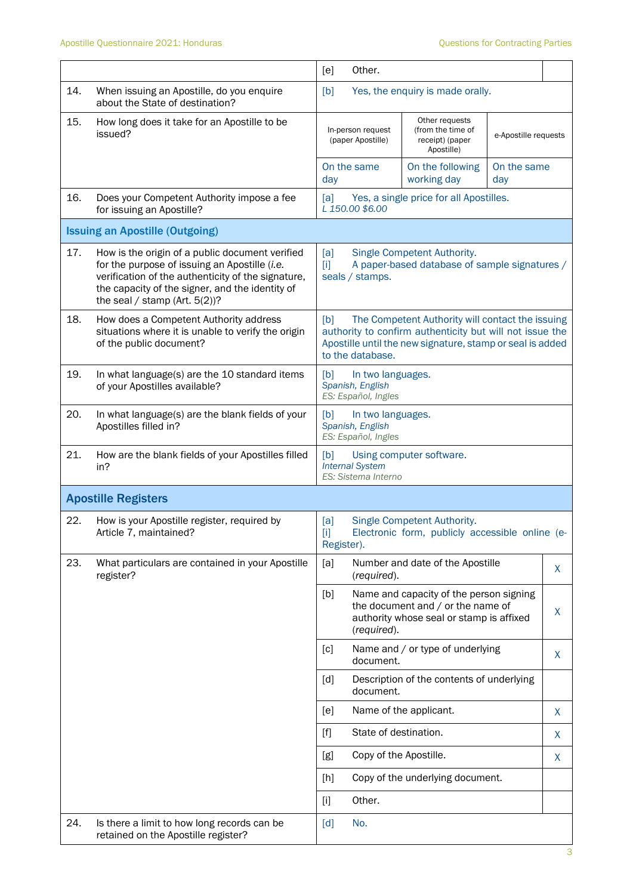| | | |
|---|---|---|
| | [e] Other. | |
| 14. When issuing an Apostille, do you enquire about the State of destination? | [b] Yes, the enquiry is made orally. | |
| 15. How long does it take for an Apostille to be issued? | In-person request (paper Apostille): On the same day<br>Other requests (from the time of receipt) (paper Apostille): On the following working day<br>e-Apostille requests: On the same day | |
| 16. Does your Competent Authority impose a fee for issuing an Apostille? | [a] Yes, a single price for all Apostilles.<br>*L 150.00 $6.00* | |
| **Issuing an Apostille (Outgoing)** | | |
| 17. How is the origin of a public document verified for the purpose of issuing an Apostille (*i.e.* verification of the authenticity of the signature, the capacity of the signer, and the identity of the seal / stamp (Art. 5(2))? | [a] Single Competent Authority.<br>[i] A paper-based database of sample signatures / seals / stamps. | |
| 18. How does a Competent Authority address situations where it is unable to verify the origin of the public document? | [b] The Competent Authority will contact the issuing authority to confirm authenticity but will not issue the Apostille until the new signature, stamp or seal is added to the database. | |
| 19. In what language(s) are the 10 standard items of your Apostilles available? | [b] In two languages.<br>*Spanish, English*<br>*ES: Español, Ingles* | |
| 20. In what language(s) are the blank fields of your Apostilles filled in? | [b] In two languages.<br>*Spanish, English*<br>*ES: Español, Ingles* | |
| 21. How are the blank fields of your Apostilles filled in? | [b] Using computer software.<br>*Internal System*<br>*ES: Sistema Interno* | |
| **Apostille Registers** | | |
| 22. How is your Apostille register, required by Article 7, maintained? | [a] Single Competent Authority.<br>[i] Electronic form, publicly accessible online (e-Register). | |
| 23. What particulars are contained in your Apostille register? | [a] Number and date of the Apostille (*required*). | X |
| | [b] Name and capacity of the person signing the document and / or the name of authority whose seal or stamp is affixed (*required*). | X |
| | [c] Name and / or type of underlying document. | X |
| | [d] Description of the contents of underlying document. | |
| | [e] Name of the applicant. | X |
| | [f] State of destination. | X |
| | [g] Copy of the Apostille. | X |
| | [h] Copy of the underlying document. | |
| | [i] Other. | |
| 24. Is there a limit to how long records can be retained on the Apostille register? | [d] No. | |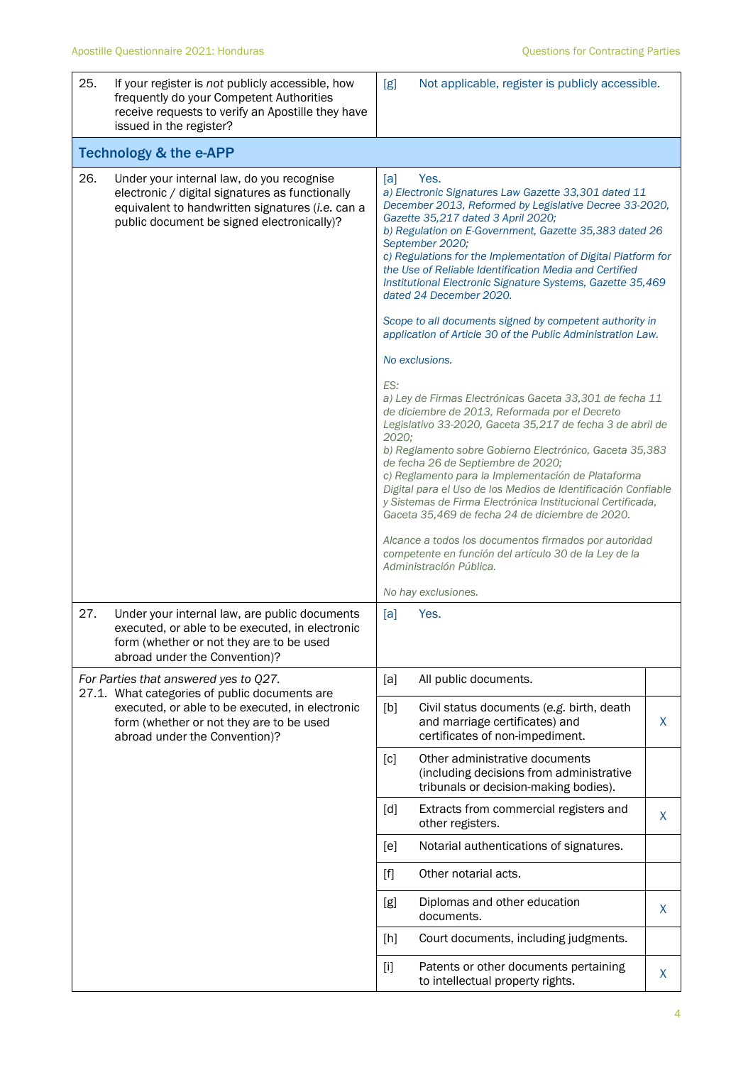| | | | |
|---|---|---|---|
| 25. | If your register is *not* publicly accessible, how frequently do your Competent Authorities receive requests to verify an Apostille they have issued in the register? | [g] Not applicable, register is publicly accessible. | |
| **Technology & the e-APP** | | | |
| 26. | Under your internal law, do you recognise electronic / digital signatures as functionally equivalent to handwritten signatures (*i.e.* can a public document be signed electronically)? | [a] Yes.<br>*a) Electronic Signatures Law Gazette 33,301 dated 11 December 2013, Reformed by Legislative Decree 33-2020, Gazette 35,217 dated 3 April 2020;*<br>*b) Regulation on E-Government, Gazette 35,383 dated 26 September 2020;*<br>*c) Regulations for the Implementation of Digital Platform for the Use of Reliable Identification Media and Certified Institutional Electronic Signature Systems, Gazette 35,469 dated 24 December 2020.*<br><br>*Scope to all documents signed by competent authority in application of Article 30 of the Public Administration Law.*<br><br>*No exclusions.*<br><br>*ES:*<br>*a) Ley de Firmas Electrónicas Gaceta 33,301 de fecha 11 de diciembre de 2013, Reformada por el Decreto Legislativo 33-2020, Gaceta 35,217 de fecha 3 de abril de 2020;*<br>*b) Reglamento sobre Gobierno Electrónico, Gaceta 35,383 de fecha 26 de Septiembre de 2020;*<br>*c) Reglamento para la Implementación de Plataforma Digital para el Uso de los Medios de Identificación Confiable y Sistemas de Firma Electrónica Institucional Certificada, Gaceta 35,469 de fecha 24 de diciembre de 2020.*<br><br>*Alcance a todos los documentos firmados por autoridad competente en función del artículo 30 de la Ley de la Administración Pública.*<br><br>*No hay exclusiones.* | |
| 27. | Under your internal law, are public documents executed, or able to be executed, in electronic form (whether or not they are to be used abroad under the Convention)? | [a] Yes. | |
| | *For Parties that answered yes to Q27.*<br>27.1. What categories of public documents are executed, or able to be executed, in electronic form (whether or not they are to be used abroad under the Convention)? | [a] All public documents. | |
| | | [b] Civil status documents (*e.g.* birth, death and marriage certificates) and certificates of non-impediment. | X |
| | | [c] Other administrative documents (including decisions from administrative tribunals or decision-making bodies). | |
| | | [d] Extracts from commercial registers and other registers. | X |
| | | [e] Notarial authentications of signatures. | |
| | | [f] Other notarial acts. | |
| | | [g] Diplomas and other education documents. | X |
| | | [h] Court documents, including judgments. | |
| | | [i] Patents or other documents pertaining to intellectual property rights. | X |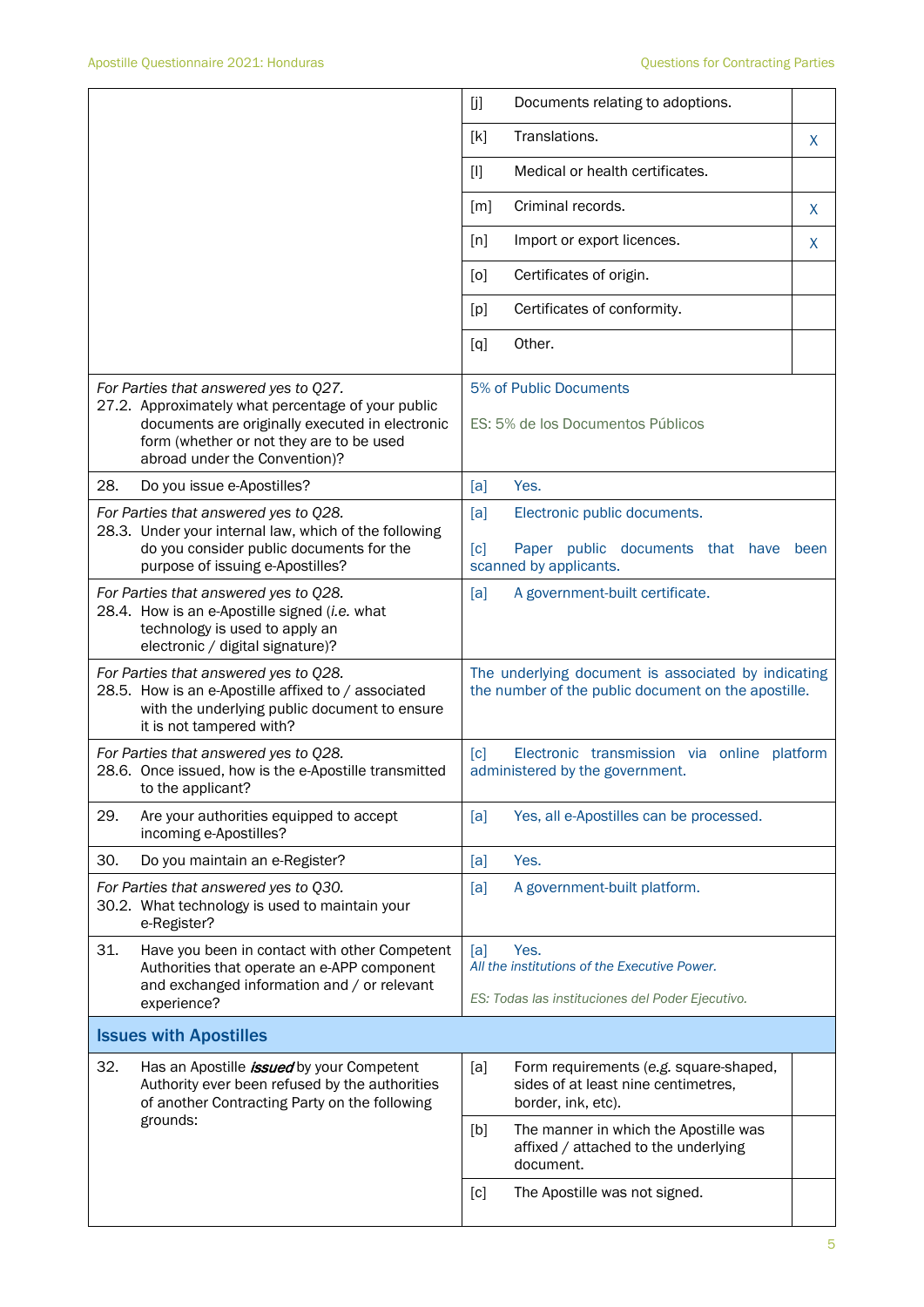| | | |
|---|---|---|
| | [j] Documents relating to adoptions. | |
| | [k] Translations. | X |
| | [l] Medical or health certificates. | |
| | [m] Criminal records. | X |
| | [n] Import or export licences. | X |
| | [o] Certificates of origin. | |
| | [p] Certificates of conformity. | |
| | [q] Other. | |
| *For Parties that answered yes to Q27.*<br>27.2. Approximately what percentage of your public documents are originally executed in electronic form (whether or not they are to be used abroad under the Convention)? | 5% of Public Documents<br><br>ES: 5% de los Documentos Públicos | |
| 28. Do you issue e-Apostilles? | [a] Yes. | |
| *For Parties that answered yes to Q28.*<br>28.3. Under your internal law, which of the following do you consider public documents for the purpose of issuing e-Apostilles? | [a] Electronic public documents.<br><br>[c] Paper public documents that have been scanned by applicants. | |
| *For Parties that answered yes to Q28.*<br>28.4. How is an e-Apostille signed (*i.e.* what technology is used to apply an electronic / digital signature)? | [a] A government-built certificate. | |
| *For Parties that answered yes to Q28.*<br>28.5. How is an e-Apostille affixed to / associated with the underlying public document to ensure it is not tampered with? | The underlying document is associated by indicating the number of the public document on the apostille. | |
| *For Parties that answered yes to Q28.*<br>28.6. Once issued, how is the e-Apostille transmitted to the applicant? | [c] Electronic transmission via online platform administered by the government. | |
| 29. Are your authorities equipped to accept incoming e-Apostilles? | [a] Yes, all e-Apostilles can be processed. | |
| 30. Do you maintain an e-Register? | [a] Yes. | |
| *For Parties that answered yes to Q30.*<br>30.2. What technology is used to maintain your e-Register? | [a] A government-built platform. | |
| 31. Have you been in contact with other Competent Authorities that operate an e-APP component and exchanged information and / or relevant experience? | [a] Yes.<br>*All the institutions of the Executive Power.*<br><br>*ES: Todas las instituciones del Poder Ejecutivo.* | |

## Issues with Apostilles

| | | |
|---|---|---|
| 32. Has an Apostille ***issued*** by your Competent Authority ever been refused by the authorities of another Contracting Party on the following grounds: | [a] Form requirements (*e.g.* square-shaped, sides of at least nine centimetres, border, ink, etc). | |
| | [b] The manner in which the Apostille was affixed / attached to the underlying document. | |
| | [c] The Apostille was not signed. | |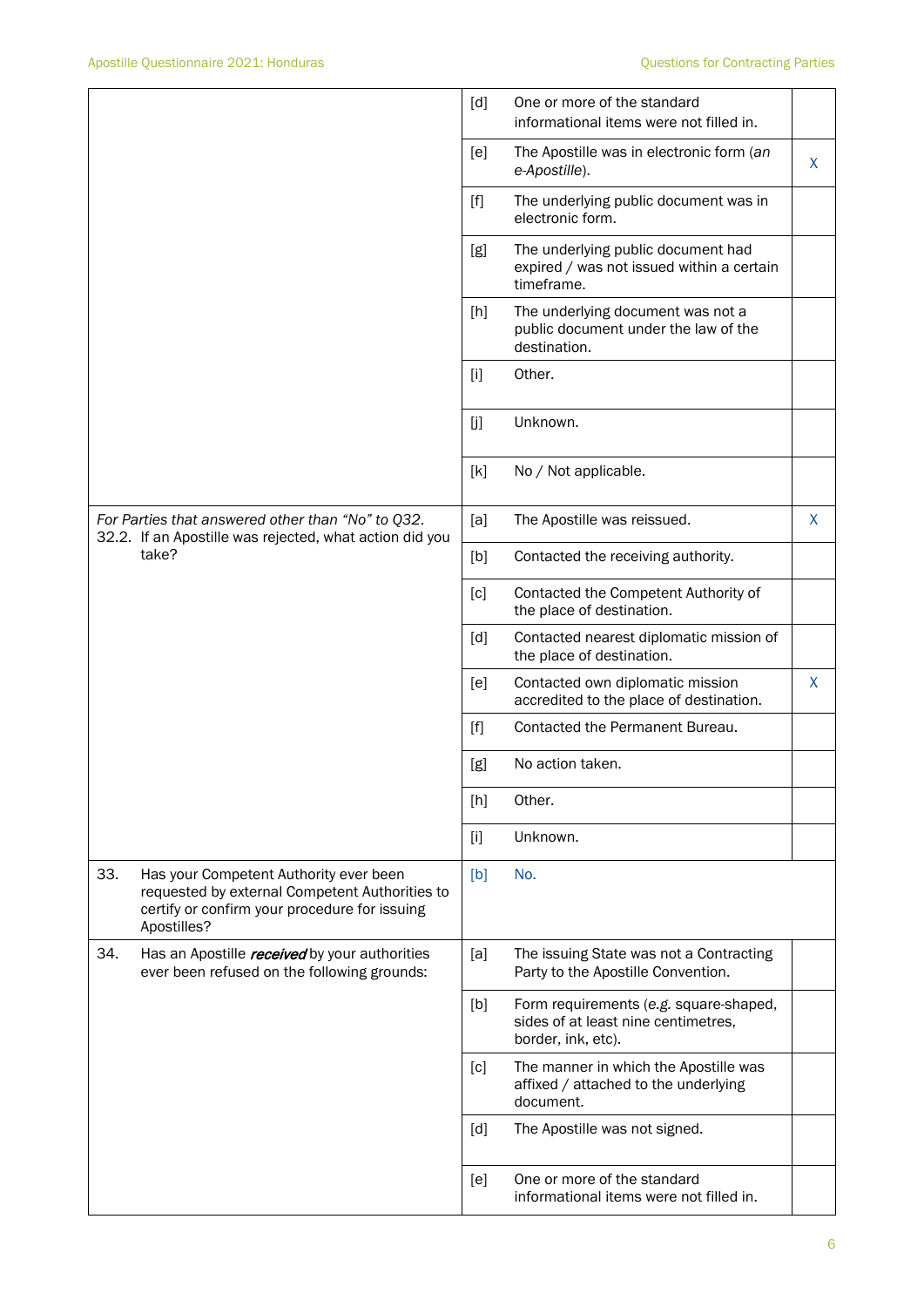| | | | |
|---|---|---|---|
| | [d] | One or more of the standard informational items were not filled in. | |
| | [e] | The Apostille was in electronic form (*an e-Apostille*). | X |
| | [f] | The underlying public document was in electronic form. | |
| | [g] | The underlying public document had expired / was not issued within a certain timeframe. | |
| | [h] | The underlying document was not a public document under the law of the destination. | |
| | [i] | Other. | |
| | [j] | Unknown. | |
| | [k] | No / Not applicable. | |
| *For Parties that answered other than "No" to Q32.* 32.2. If an Apostille was rejected, what action did you take? | [a] | The Apostille was reissued. | X |
| | [b] | Contacted the receiving authority. | |
| | [c] | Contacted the Competent Authority of the place of destination. | |
| | [d] | Contacted nearest diplomatic mission of the place of destination. | |
| | [e] | Contacted own diplomatic mission accredited to the place of destination. | X |
| | [f] | Contacted the Permanent Bureau. | |
| | [g] | No action taken. | |
| | [h] | Other. | |
| | [i] | Unknown. | |
| 33. Has your Competent Authority ever been requested by external Competent Authorities to certify or confirm your procedure for issuing Apostilles? | [b] | No. | |
| 34. Has an Apostille ***received*** by your authorities ever been refused on the following grounds: | [a] | The issuing State was not a Contracting Party to the Apostille Convention. | |
| | [b] | Form requirements (*e.g.* square-shaped, sides of at least nine centimetres, border, ink, etc). | |
| | [c] | The manner in which the Apostille was affixed / attached to the underlying document. | |
| | [d] | The Apostille was not signed. | |
| | [e] | One or more of the standard informational items were not filled in. | |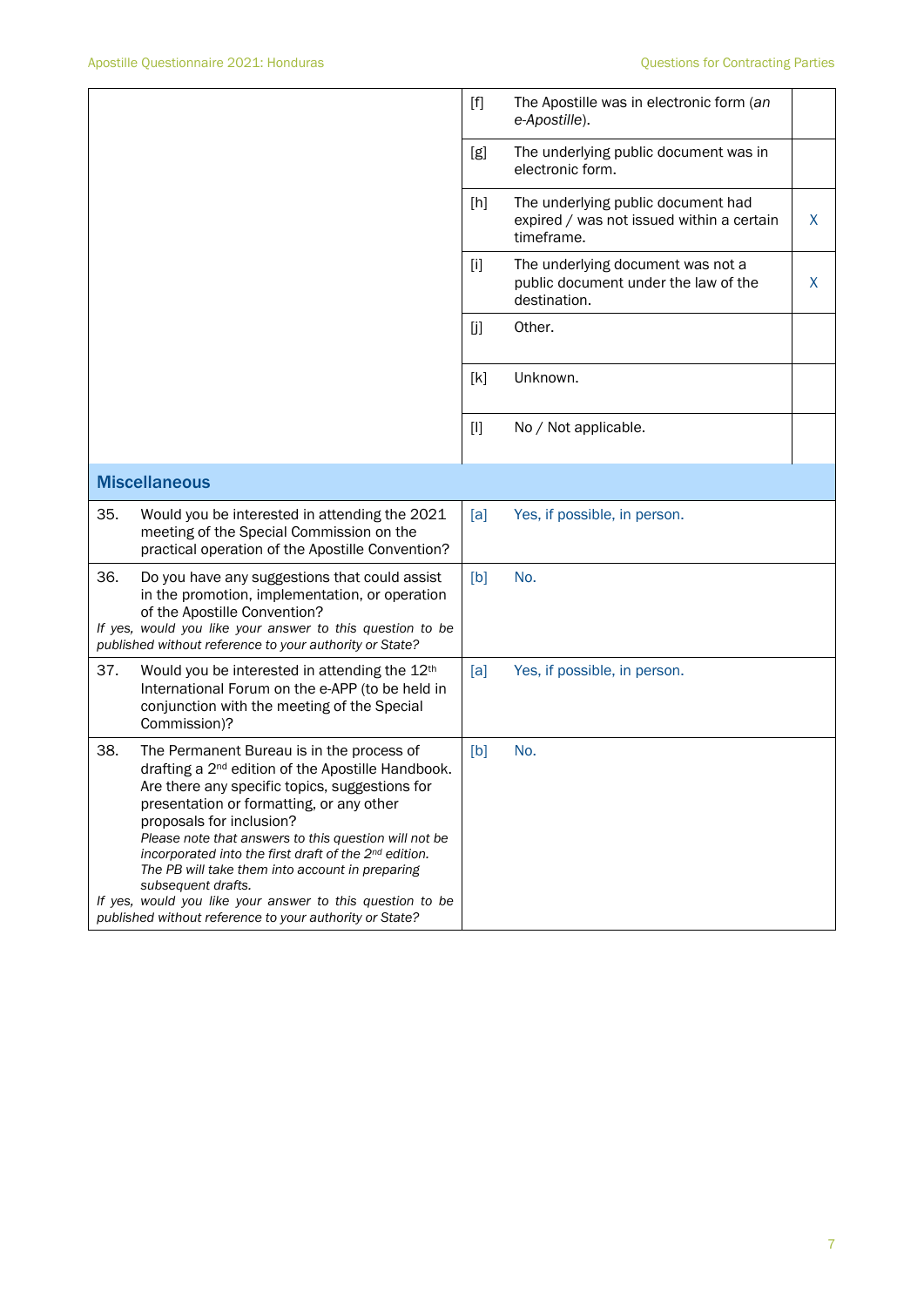| | | | |
|---|---|---|---|
| | [f] | The Apostille was in electronic form (*an e-Apostille*). | |
| | [g] | The underlying public document was in electronic form. | |
| | [h] | The underlying public document had expired / was not issued within a certain timeframe. | X |
| | [i] | The underlying document was not a public document under the law of the destination. | X |
| | [j] | Other. | |
| | [k] | Unknown. | |
| | [l] | No / Not applicable. | |

## Miscellaneous

| | | |
|---|---|---|
| 35. Would you be interested in attending the 2021 meeting of the Special Commission on the practical operation of the Apostille Convention? | [a] | Yes, if possible, in person. |
| 36. Do you have any suggestions that could assist in the promotion, implementation, or operation of the Apostille Convention? *If yes, would you like your answer to this question to be published without reference to your authority or State?* | [b] | No. |
| 37. Would you be interested in attending the 12th International Forum on the e-APP (to be held in conjunction with the meeting of the Special Commission)? | [a] | Yes, if possible, in person. |
| 38. The Permanent Bureau is in the process of drafting a 2nd edition of the Apostille Handbook. Are there any specific topics, suggestions for presentation or formatting, or any other proposals for inclusion? *Please note that answers to this question will not be incorporated into the first draft of the 2nd edition. The PB will take them into account in preparing subsequent drafts.* *If yes, would you like your answer to this question to be published without reference to your authority or State?* | [b] | No. |